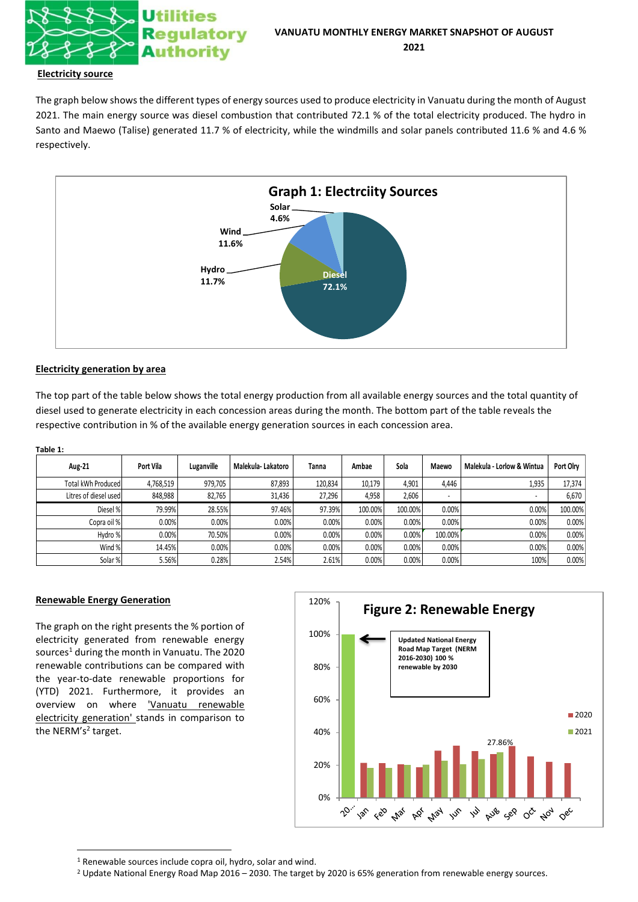# VANUATU MONTHLY ENERGY MARKET SNAPSHOT OF AUGUST 2021

## Electricity source

The graph below shows the different types of energy sources used to produce electricity in Vanuatu during the month of August 2021. The main energy source was diesel combustion that contributed 72.1 % of the total electricity produced. The hydro in Santo and Maewo (Talise) generated 11.7 % of electricity, while the windmills and solar panels contributed 11.6 % and 4.6 % respectively.

**Graph 1: Electrciity Sources**

Solar 4.6%
Wind 11.6%
Hydro 11.7%
Diesel 72.1%

## Electricity generation by area

The top part of the table below shows the total energy production from all available energy sources and the total quantity of diesel used to generate electricity in each concession areas during the month. The bottom part of the table reveals the respective contribution in % of the available energy generation sources in each concession area.

**Table 1:**

| Aug-21 | Port Vila | Luganville | Malekula- Lakatoro | Tanna | Ambae | Sola | Maewo | Malekula - Lorlow & Wintua | Port Olry |
|---|---|---|---|---|---|---|---|---|---|
| Total kWh Produced | 4,768,519 | 979,705 | 87,893 | 120,834 | 10,179 | 4,901 | 4,446 | 1,935 | 17,374 |
| Litres of diesel used | 848,988 | 82,765 | 31,436 | 27,296 | 4,958 | 2,606 | - | - | 6,670 |
| Diesel % | 79.99% | 28.55% | 97.46% | 97.39% | 100.00% | 100.00% | 0.00% | 0.00% | 100.00% |
| Copra oil % | 0.00% | 0.00% | 0.00% | 0.00% | 0.00% | 0.00% | 0.00% | 0.00% | 0.00% |
| Hydro % | 0.00% | 70.50% | 0.00% | 0.00% | 0.00% | 0.00% | 100.00% | 0.00% | 0.00% |
| Wind % | 14.45% | 0.00% | 0.00% | 0.00% | 0.00% | 0.00% | 0.00% | 0.00% | 0.00% |
| Solar % | 5.56% | 0.28% | 2.54% | 2.61% | 0.00% | 0.00% | 0.00% | 100% | 0.00% |

## Renewable Energy Generation

The graph on the right presents the % portion of electricity generated from renewable energy sources[1] during the month in Vanuatu. The 2020 renewable contributions can be compared with the year-to-date renewable proportions for (YTD) 2021. Furthermore, it provides an overview on where 'Vanuatu renewable electricity generation' stands in comparison to the NERM's[2] target.

**Figure 2: Renewable Energy**

Updated National Energy Road Map Target (NERM 2016-2030) 100 % renewable by 2030

27.86%

Legend: 2020, 2021

Axis: 0%, 20%, 40%, 60%, 80%, 100%, 120%; 20..., Jan, Feb, Mar, Apr, May, Jun, Jul, Aug, Sep, Oct, Nov, Dec

---

[1] Renewable sources include copra oil, hydro, solar and wind.

[2] Update National Energy Road Map 2016 – 2030. The target by 2020 is 65% generation from renewable energy sources.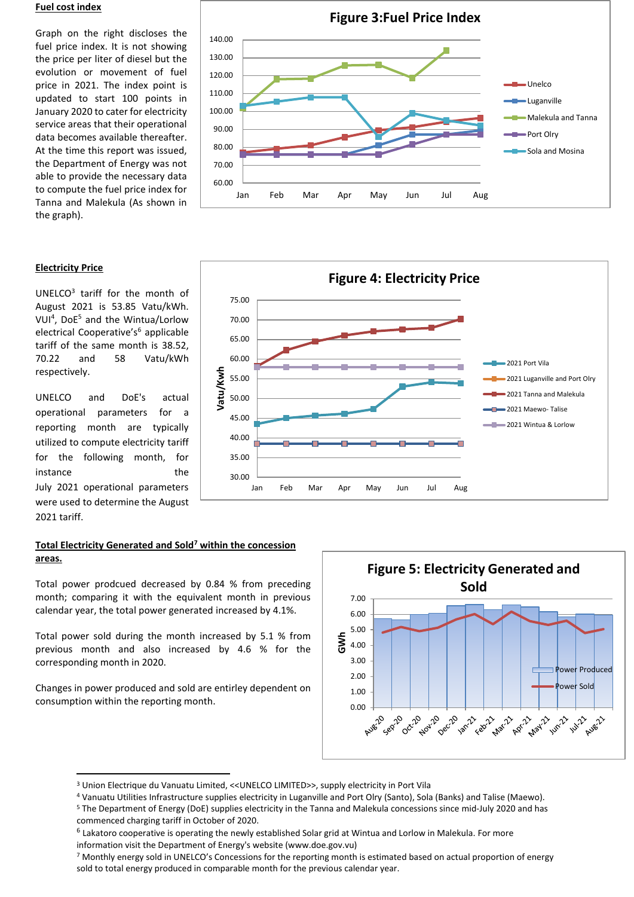## Fuel cost index

Graph on the right discloses the fuel price index. It is not showing the price per liter of diesel but the evolution or movement of fuel price in 2021. The index point is updated to start 100 points in January 2020 to cater for electricity service areas that their operational data becomes available thereafter. At the time this report was issued, the Department of Energy was not able to provide the necessary data to compute the fuel price index for Tanna and Malekula (As shown in the graph).

**Figure 3:Fuel Price Index**

## Electricity Price

UNELCO[3] tariff for the month of August 2021 is 53.85 Vatu/kWh. VUI[4], DoE[5] and the Wintua/Lorlow electrical Cooperative's[6] applicable tariff of the same month is 38.52, 70.22 and 58 Vatu/kWh respectively.

UNELCO and DoE's actual operational parameters for a reporting month are typically utilized to compute electricity tariff for the following month, for instance the July 2021 operational parameters were used to determine the August 2021 tariff.

**Figure 4: Electricity Price**

## Total Electricity Generated and Sold[7] within the concession areas.

Total power prodcued decreased by 0.84 % from preceding month; comparing it with the equivalent month in previous calendar year, the total power generated increased by 4.1%.

Total power sold during the month increased by 5.1 % from previous month and also increased by 4.6 % for the corresponding month in 2020.

Changes in power produced and sold are entirley dependent on consumption within the reporting month.

**Figure 5: Electricity Generated and Sold**

---

[3] Union Electrique du Vanuatu Limited, <<UNELCO LIMITED>>, supply electricity in Port Vila

[4] Vanuatu Utilities Infrastructure supplies electricity in Luganville and Port Olry (Santo), Sola (Banks) and Talise (Maewo).

[5] The Department of Energy (DoE) supplies electricity in the Tanna and Malekula concessions since mid-July 2020 and has commenced charging tariff in October of 2020.

[6] Lakatoro cooperative is operating the newly established Solar grid at Wintua and Lorlow in Malekula. For more information visit the Department of Energy's website (www.doe.gov.vu)

[7] Monthly energy sold in UNELCO's Concessions for the reporting month is estimated based on actual proportion of energy sold to total energy produced in comparable month for the previous calendar year.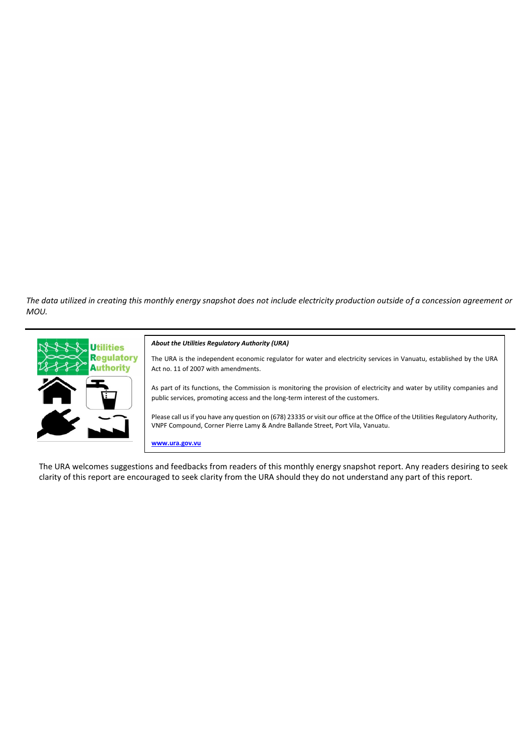*The data utilized in creating this monthly energy snapshot does not include electricity production outside of a concession agreement or MOU.*

---

***About the Utilities Regulatory Authority (URA)***

The URA is the independent economic regulator for water and electricity services in Vanuatu, established by the URA Act no. 11 of 2007 with amendments.

As part of its functions, the Commission is monitoring the provision of electricity and water by utility companies and public services, promoting access and the long-term interest of the customers.

Please call us if you have any question on (678) 23335 or visit our office at the Office of the Utilities Regulatory Authority, VNPF Compound, Corner Pierre Lamy & Andre Ballande Street, Port Vila, Vanuatu.

**www.ura.gov.vu**

The URA welcomes suggestions and feedbacks from readers of this monthly energy snapshot report. Any readers desiring to seek clarity of this report are encouraged to seek clarity from the URA should they do not understand any part of this report.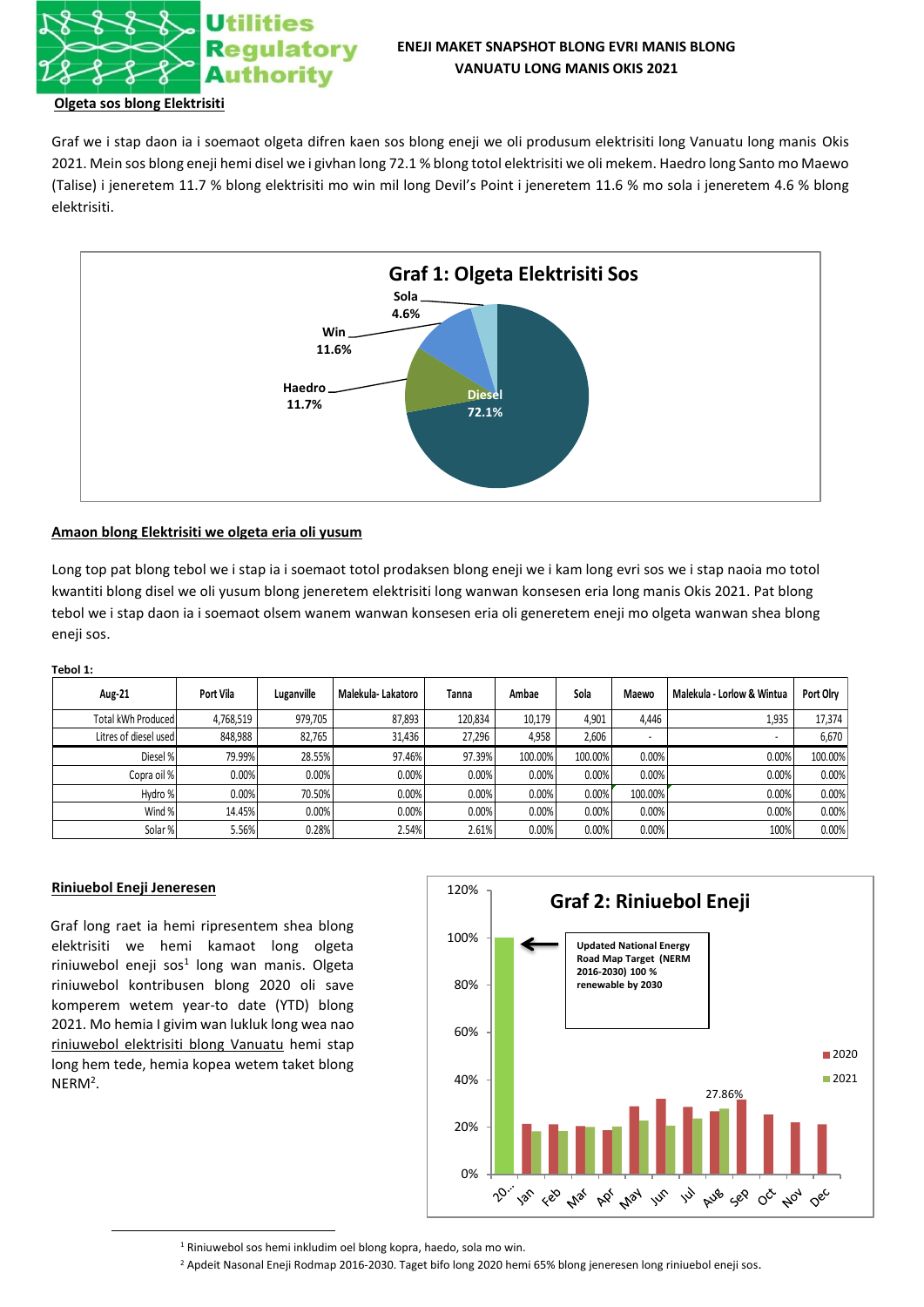**ENEJI MAKET SNAPSHOT BLONG EVRI MANIS BLONG VANUATU LONG MANIS OKIS 2021**

## Olgeta sos blong Elektrisiti

Graf we i stap daon ia i soemaot olgeta difren kaen sos blong eneji we oli produsum elektrisiti long Vanuatu long manis Okis 2021. Mein sos blong eneji hemi disel we i givhan long 72.1 % blong totol elektrisiti we oli mekem. Haedro long Santo mo Maewo (Talise) i jeneretem 11.7 % blong elektrisiti mo win mil long Devil's Point i jeneretem 11.6 % mo sola i jeneretem 4.6 % blong elektrisiti.

**Graf 1: Olgeta Elektrisiti Sos**

Sola 4.6%
Win 11.6%
Haedro 11.7%
Diesel 72.1%

## Amaon blong Elektrisiti we olgeta eria oli yusum

Long top pat blong tebol we i stap ia i soemaot totol prodaksen blong eneji we i kam long evri sos we i stap naoia mo totol kwantiti blong disel we oli yusum blong jeneretem elektrisiti long wanwan konsesen eria long manis Okis 2021. Pat blong tebol we i stap daon ia i soemaot olsem wanem wanwan konsesen eria oli generetem eneji mo olgeta wanwan shea blong eneji sos.

**Tebol 1:**

| Aug-21 | Port Vila | Luganville | Malekula- Lakatoro | Tanna | Ambae | Sola | Maewo | Malekula - Lorlow & Wintua | Port Olry |
|---|---|---|---|---|---|---|---|---|---|
| Total kWh Produced | 4,768,519 | 979,705 | 87,893 | 120,834 | 10,179 | 4,901 | 4,446 | 1,935 | 17,374 |
| Litres of diesel used | 848,988 | 82,765 | 31,436 | 27,296 | 4,958 | 2,606 | - | - | 6,670 |
| Diesel % | 79.99% | 28.55% | 97.46% | 97.39% | 100.00% | 100.00% | 0.00% | 0.00% | 100.00% |
| Copra oil % | 0.00% | 0.00% | 0.00% | 0.00% | 0.00% | 0.00% | 0.00% | 0.00% | 0.00% |
| Hydro % | 0.00% | 70.50% | 0.00% | 0.00% | 0.00% | 0.00% | 100.00% | 0.00% | 0.00% |
| Wind % | 14.45% | 0.00% | 0.00% | 0.00% | 0.00% | 0.00% | 0.00% | 0.00% | 0.00% |
| Solar % | 5.56% | 0.28% | 2.54% | 2.61% | 0.00% | 0.00% | 0.00% | 100% | 0.00% |

## Riniuebol Eneji Jeneresen

Graf long raet ia hemi ripresentem shea blong elektrisiti we hemi kamaot long olgeta riniuwebol eneji sos[1] long wan manis. Olgeta riniuwebol kontribusen blong 2020 oli save komperem wetem year-to date (YTD) blong 2021. Mo hemia I givim wan lukluk long wea nao riniuwebol elektrisiti blong Vanuatu hemi stap long hem tede, hemia kopea wetem taket blong NERM[2].

**Graf 2: Riniuebol Eneji**

Updated National Energy Road Map Target (NERM 2016-2030) 100 % renewable by 2030

27.86%

2020, 2021

---

[1] Riniuwebol sos hemi inkludim oel blong kopra, haedo, sola mo win.

[2] Apdeit Nasonal Eneji Rodmap 2016-2030. Taget bifo long 2020 hemi 65% blong jeneresen long riniuebol eneji sos.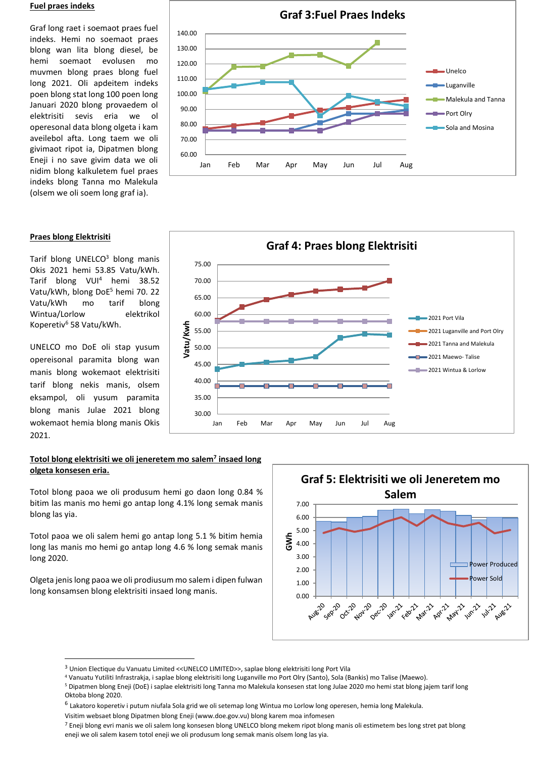## Fuel praes indeks

Graf long raet i soemaot praes fuel indeks. Hemi no soemaot praes blong wan lita blong diesel, be hemi soemaot evolusen mo muvmen blong praes blong fuel long 2021. Oli apdeitem indeks poen blong stat long 100 poen long Januari 2020 blong provaedem ol elektrisiti sevis eria we ol operesonal data blong olgeta i kam aveilebol afta. Long taem we oli givimaot ripot ia, Dipatmen blong Eneji i no save givim data we oli nidim blong kalkuletem fuel praes indeks blong Tanna mo Malekula (olsem we oli soem long graf ia).

**Graf 3:Fuel Praes Indeks**

## Praes blong Elektrisiti

Tarif blong UNELCO[3] blong manis Okis 2021 hemi 53.85 Vatu/kWh. Tarif blong VUI[4] hemi 38.52 Vatu/kWh, blong DoE[5] hemi 70. 22 Vatu/kWh mo tarif blong Wintua/Lorlow elektrikol Koperetiv[6] 58 Vatu/kWh.

UNELCO mo DoE oli stap yusum opereisonal paramita blong wan manis blong wokemaot elektrisiti tarif blong nekis manis, olsem eksampol, oli yusum paramita blong manis Julae 2021 blong wokemaot hemia blong manis Okis 2021.

**Graf 4: Praes blong Elektrisiti**

## Totol blong elektrisiti we oli jeneretem mo salem[7] insaed long olgeta konsesen eria.

Totol blong paoa we oli produsum hemi go daon long 0.84 % bitim las manis mo hemi go antap long 4.1% long semak manis blong las yia.

Totol paoa we oli salem hemi go antap long 5.1 % bitim hemia long las manis mo hemi go antap long 4.6 % long semak manis long 2020.

Olgeta jenis long paoa we oli prodiusum mo salem i dipen fulwan long konsamsen blong elektrisiti insaed long manis.

**Graf 5: Elektrisiti we oli Jeneretem mo Salem**

---

[3] Union Electique du Vanuatu Limited <<UNELCO LIMITED>>, saplae blong elektrisiti long Port Vila

[4] Vanuatu Yutiliti Infrastrakja, i saplae blong elektrisiti long Luganville mo Port Olry (Santo), Sola (Bankis) mo Talise (Maewo).

[5] Dipatmen blong Eneji (DoE) i saplae elektrisiti long Tanna mo Malekula konsesen stat long Julae 2020 mo hemi stat blong jajem tarif long Oktoba blong 2020.

[6] Lakatoro koperetiv i putum niufala Sola grid we oli setemap long Wintua mo Lorlow long operesen, hemia long Malekula.

Visitim websaet blong Dipatmen blong Eneji (www.doe.gov.vu) blong karem moa infomesen

[7] Eneji blong evri manis we oli salem long konsesen blong UNELCO blong mekem ripot blong manis oli estimetem bes long stret pat blong eneji we oli salem kasem totol eneji we oli produsum long semak manis olsem long las yia.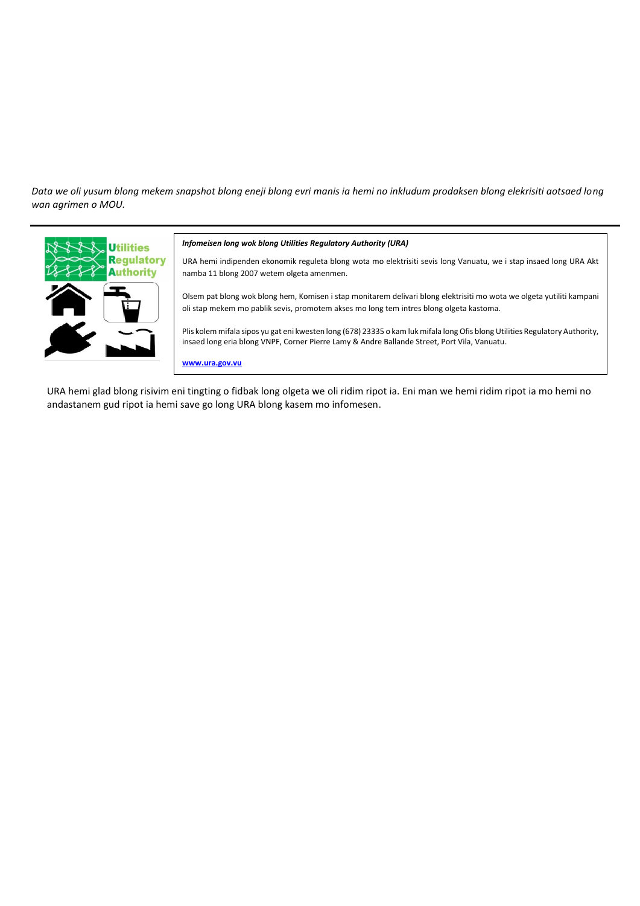*Data we oli yusum blong mekem snapshot blong eneji blong evri manis ia hemi no inkludum prodaksen blong elekrisiti aotsaed long wan agrimen o MOU.*

---

***Infomeisen long wok blong Utilities Regulatory Authority (URA)***

URA hemi indipenden ekonomik reguleta blong wota mo elektrisiti sevis long Vanuatu, we i stap insaed long URA Akt namba 11 blong 2007 wetem olgeta amenmen.

Olsem pat blong wok blong hem, Komisen i stap monitarem delivari blong elektrisiti mo wota we olgeta yutiliti kampani oli stap mekem mo pablik sevis, promotem akses mo long tem intres blong olgeta kastoma.

Plis kolem mifala sipos yu gat eni kwesten long (678) 23335 o kam luk mifala long Ofis blong Utilities Regulatory Authority, insaed long eria blong VNPF, Corner Pierre Lamy & Andre Ballande Street, Port Vila, Vanuatu.

**www.ura.gov.vu**

URA hemi glad blong risivim eni tingting o fidbak long olgeta we oli ridim ripot ia. Eni man we hemi ridim ripot ia mo hemi no andastanem gud ripot ia hemi save go long URA blong kasem mo infomesen.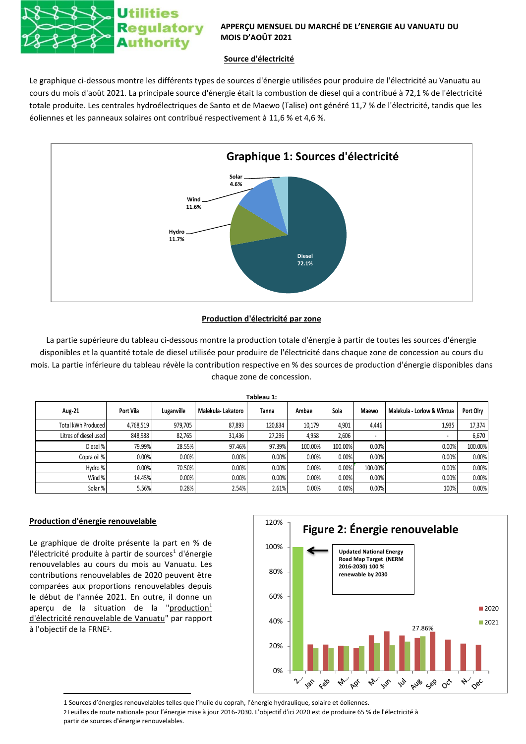# APPERÇU MENSUEL DU MARCHÉ DE L'ENERGIE AU VANUATU DU MOIS D'AOÛT 2021

## Source d'électricité

Le graphique ci-dessous montre les différents types de sources d'énergie utilisées pour produire de l'électricité au Vanuatu au cours du mois d'août 2021. La principale source d'énergie était la combustion de diesel qui a contribué à 72,1 % de l'électricité totale produite. Les centrales hydroélectriques de Santo et de Maewo (Talise) ont généré 11,7 % de l'électricité, tandis que les éoliennes et les panneaux solaires ont contribué respectivement à 11,6 % et 4,6 %.

**Graphique 1: Sources d'électricité**

- Diesel 72.1%
- Hydro 11.7%
- Wind 11.6%
- Solar 4.6%

## Production d'électricité par zone

La partie supérieure du tableau ci-dessous montre la production totale d'énergie à partir de toutes les sources d'énergie disponibles et la quantité totale de diesel utilisée pour produire de l'électricité dans chaque zone de concession au cours du mois. La partie inférieure du tableau révèle la contribution respective en % des sources de production d'énergie disponibles dans chaque zone de concession.

**Tableau 1:**

| Aug-21 | Port Vila | Luganville | Malekula- Lakatoro | Tanna | Ambae | Sola | Maewo | Malekula - Lorlow & Wintua | Port Olry |
|---|---|---|---|---|---|---|---|---|---|
| Total kWh Produced | 4,768,519 | 979,705 | 87,893 | 120,834 | 10,179 | 4,901 | 4,446 | 1,935 | 17,374 |
| Litres of diesel used | 848,988 | 82,765 | 31,436 | 27,296 | 4,958 | 2,606 | - | - | 6,670 |
| Diesel % | 79.99% | 28.55% | 97.46% | 97.39% | 100.00% | 100.00% | 0.00% | 0.00% | 100.00% |
| Copra oil % | 0.00% | 0.00% | 0.00% | 0.00% | 0.00% | 0.00% | 0.00% | 0.00% | 0.00% |
| Hydro % | 0.00% | 70.50% | 0.00% | 0.00% | 0.00% | 0.00% | 100.00% | 0.00% | 0.00% |
| Wind % | 14.45% | 0.00% | 0.00% | 0.00% | 0.00% | 0.00% | 0.00% | 0.00% | 0.00% |
| Solar % | 5.56% | 0.28% | 2.54% | 2.61% | 0.00% | 0.00% | 0.00% | 100% | 0.00% |

## Production d'énergie renouvelable

Le graphique de droite présente la part en % de l'électricité produite à partir de sources[1] d'énergie renouvelables au cours du mois au Vanuatu. Les contributions renouvelables de 2020 peuvent être comparées aux proportions renouvelables depuis le début de l'année 2021. En outre, il donne un aperçu de la situation de la "production[1] d'électricité renouvelable de Vanuatu" par rapport à l'objectif de la FRNE[2].

**Figure 2: Énergie renouvelable**

Updated National Energy Road Map Target (NERM 2016-2030) 100 % renewable by 2030

Aug 2021: 27.86%

---

1 Sources d'énergies renouvelables telles que l'huile du coprah, l'énergie hydraulique, solaire et éoliennes.

2 Feuilles de route nationale pour l'énergie mise à jour 2016-2030. L'objectif d'ici 2020 est de produire 65 % de l'électricité à partir de sources d'énergie renouvelables.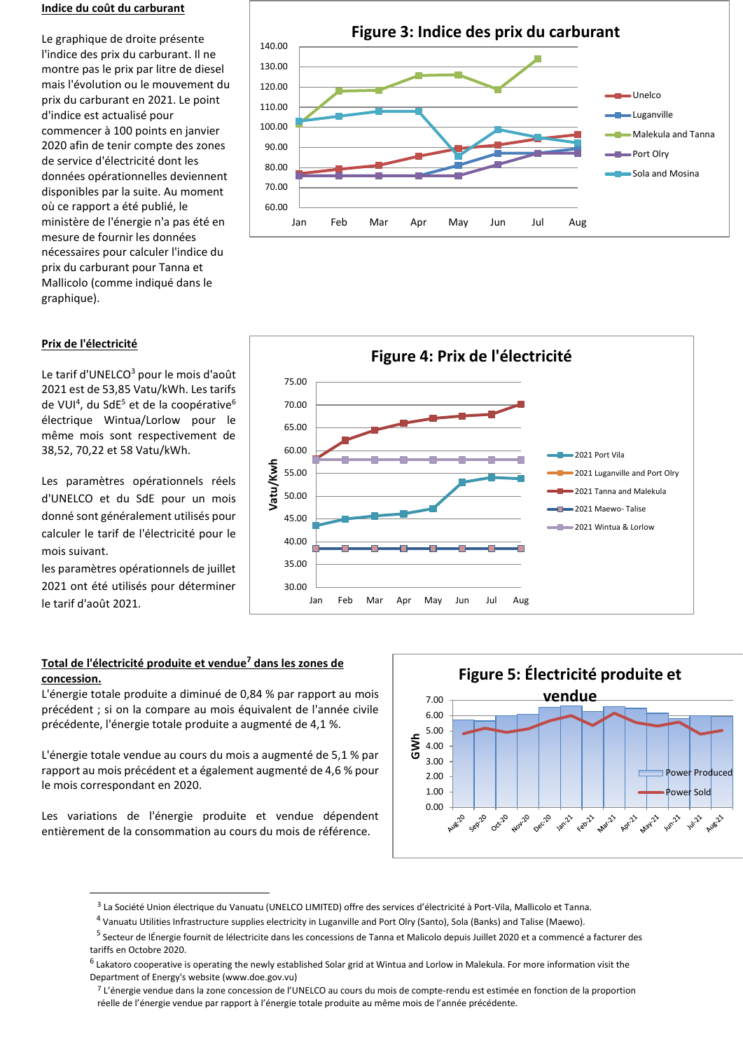## Indice du coût du carburant

Le graphique de droite présente l'indice des prix du carburant. Il ne montre pas le prix par litre de diesel mais l'évolution ou le mouvement du prix du carburant en 2021. Le point d'indice est actualisé pour commencer à 100 points en janvier 2020 afin de tenir compte des zones de service d'électricité dont les données opérationnelles deviennent disponibles par la suite. Au moment où ce rapport a été publié, le ministère de l'énergie n'a pas été en mesure de fournir les données nécessaires pour calculer l'indice du prix du carburant pour Tanna et Mallicolo (comme indiqué dans le graphique).

**Figure 3: Indice des prix du carburant**

## Prix de l'électricité

Le tarif d'UNELCO[3] pour le mois d'août 2021 est de 53,85 Vatu/kWh. Les tarifs de VUI[4], du SdE[5] et de la coopérative[6] électrique Wintua/Lorlow pour le même mois sont respectivement de 38,52, 70,22 et 58 Vatu/kWh.

Les paramètres opérationnels réels d'UNELCO et du SdE pour un mois donné sont généralement utilisés pour calculer le tarif de l'électricité pour le mois suivant.

les paramètres opérationnels de juillet 2021 ont été utilisés pour déterminer le tarif d'août 2021.

**Figure 4: Prix de l'électricité**

## Total de l'électricité produite et vendue[7] dans les zones de concession.

L'énergie totale produite a diminué de 0,84 % par rapport au mois précédent ; si on la compare au mois équivalent de l'année civile précédente, l'énergie totale produite a augmenté de 4,1 %.

L'énergie totale vendue au cours du mois a augmenté de 5,1 % par rapport au mois précédent et a également augmenté de 4,6 % pour le mois correspondant en 2020.

Les variations de l'énergie produite et vendue dépendent entièrement de la consommation au cours du mois de référence.

**Figure 5: Électricité produite et vendue**

---

[3] La Société Union électrique du Vanuatu (UNELCO LIMITED) offre des services d'électricité à Port-Vila, Mallicolo et Tanna.

[4] Vanuatu Utilities Infrastructure supplies electricity in Luganville and Port Olry (Santo), Sola (Banks) and Talise (Maewo).

[5] Secteur de lÉnergie fournit de lélectricite dans les concessions de Tanna et Malicolo depuis Juillet 2020 et a commencé a facturer des tariffs en Octobre 2020.

[6] Lakatoro cooperative is operating the newly established Solar grid at Wintua and Lorlow in Malekula. For more information visit the Department of Energy's website (www.doe.gov.vu)

[7] L'énergie vendue dans la zone concession de l'UNELCO au cours du mois de compte-rendu est estimée en fonction de la proportion réelle de l'énergie vendue par rapport à l'énergie totale produite au même mois de l'année précédente.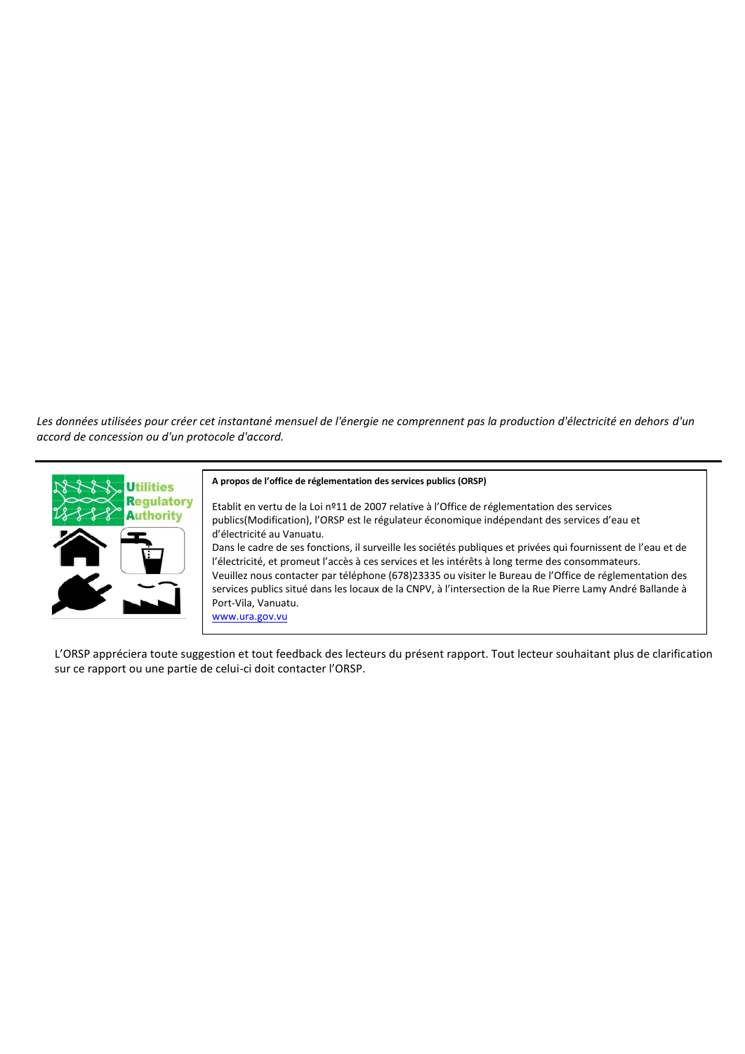*Les données utilisées pour créer cet instantané mensuel de l'énergie ne comprennent pas la production d'électricité en dehors d'un accord de concession ou d'un protocole d'accord.*

---

**A propos de l'office de réglementation des services publics (ORSP)**

Etablit en vertu de la Loi nº11 de 2007 relative à l'Office de réglementation des services publics(Modification), l'ORSP est le régulateur économique indépendant des services d'eau et d'électricité au Vanuatu.
Dans le cadre de ses fonctions, il surveille les sociétés publiques et privées qui fournissent de l'eau et de l'électricité, et promeut l'accès à ces services et les intérêts à long terme des consommateurs.
Veuillez nous contacter par téléphone (678)23335 ou visiter le Bureau de l'Office de réglementation des services publics situé dans les locaux de la CNPV, à l'intersection de la Rue Pierre Lamy André Ballande à Port-Vila, Vanuatu.
www.ura.gov.vu

L'ORSP appréciera toute suggestion et tout feedback des lecteurs du présent rapport. Tout lecteur souhaitant plus de clarification sur ce rapport ou une partie de celui-ci doit contacter l'ORSP.